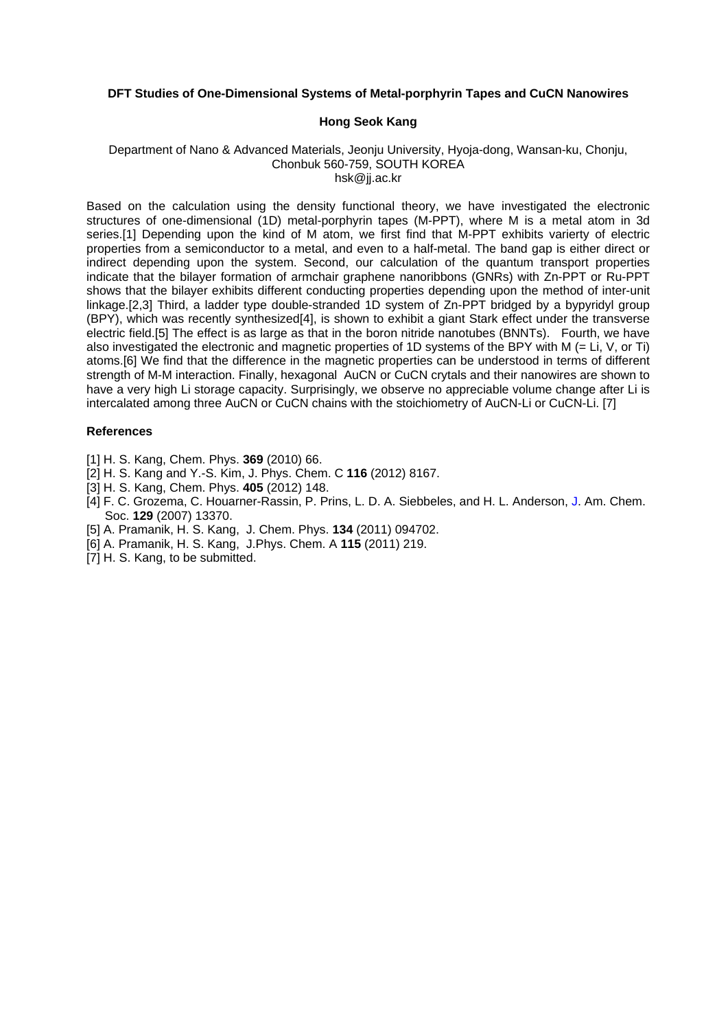# DFT Studies of One-Dimensional Systems of Metal-porphyrin Tapes and CuCN Nanowires

**Hong Seok Kang**

Department of Nano & Advanced Materials, Jeonju University, Hyoja-dong, Wansan-ku, Chonju, Chonbuk 560-759, SOUTH KOREA
hsk@jj.ac.kr

Based on the calculation using the density functional theory, we have investigated the electronic structures of one-dimensional (1D) metal-porphyrin tapes (M-PPT), where M is a metal atom in 3d series.[1] Depending upon the kind of M atom, we first find that M-PPT exhibits varierty of electric properties from a semiconductor to a metal, and even to a half-metal. The band gap is either direct or indirect depending upon the system. Second, our calculation of the quantum transport properties indicate that the bilayer formation of armchair graphene nanoribbons (GNRs) with Zn-PPT or Ru-PPT shows that the bilayer exhibits different conducting properties depending upon the method of inter-unit linkage.[2,3] Third, a ladder type double-stranded 1D system of Zn-PPT bridged by a bypyridyl group (BPY), which was recently synthesized[4], is shown to exhibit a giant Stark effect under the transverse electric field.[5] The effect is as large as that in the boron nitride nanotubes (BNNTs). Fourth, we have also investigated the electronic and magnetic properties of 1D systems of the BPY with M (= Li, V, or Ti) atoms.[6] We find that the difference in the magnetic properties can be understood in terms of different strength of M-M interaction. Finally, hexagonal AuCN or CuCN crytals and their nanowires are shown to have a very high Li storage capacity. Surprisingly, we observe no appreciable volume change after Li is intercalated among three AuCN or CuCN chains with the stoichiometry of AuCN-Li or CuCN-Li. [7]

## References

[1] H. S. Kang, Chem. Phys. **369** (2010) 66.
[2] H. S. Kang and Y.-S. Kim, J. Phys. Chem. C **116** (2012) 8167.
[3] H. S. Kang, Chem. Phys. **405** (2012) 148.
[4] F. C. Grozema, C. Houarner-Rassin, P. Prins, L. D. A. Siebbeles, and H. L. Anderson, J. Am. Chem. Soc. **129** (2007) 13370.
[5] A. Pramanik, H. S. Kang, J. Chem. Phys. **134** (2011) 094702.
[6] A. Pramanik, H. S. Kang, J.Phys. Chem. A **115** (2011) 219.
[7] H. S. Kang, to be submitted.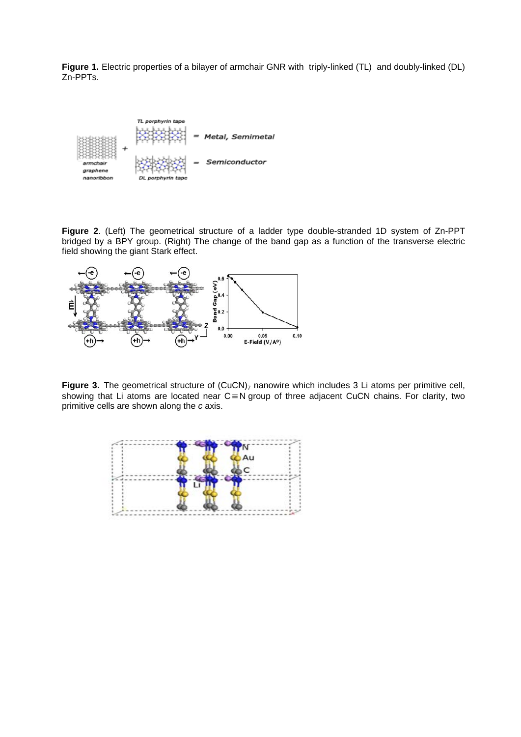**Figure 1.** Electric properties of a bilayer of armchair GNR with triply-linked (TL) and doubly-linked (DL) Zn-PPTs.

TL porphyrin tape

= Metal, Semimetal

armchair graphene nanoribbon

\+

DL porphyrin tape

= Semiconductor

**Figure 2**. (Left) The geometrical structure of a ladder type double-stranded 1D system of Zn-PPT bridged by a BPY group. (Right) The change of the band gap as a function of the transverse electric field showing the giant Stark effect.

Band Gap (eV)

0.6

0.4

0.2

0.0

0.00

0.05

0.10

E-Field (V/A°)

**Figure 3.** The geometrical structure of $(CuCN)_7$ nanowire which includes 3 Li atoms per primitive cell, showing that Li atoms are located near C$\equiv$N group of three adjacent CuCN chains. For clarity, two primitive cells are shown along the *c* axis.

N

Au

C

Li